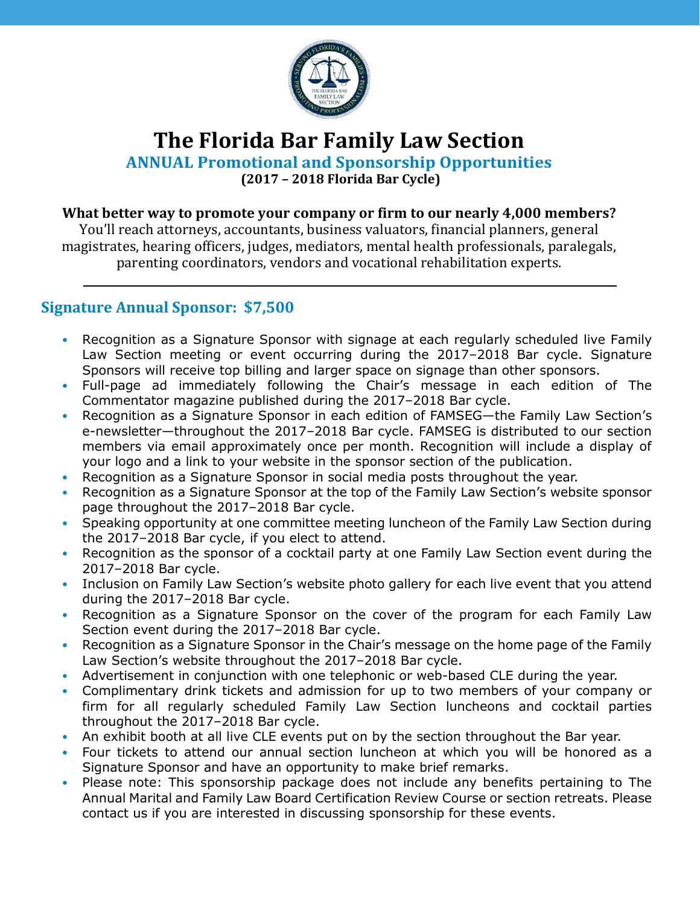# The Florida Bar Family Law Section

## ANNUAL Promotional and Sponsorship Opportunities

**(2017 – 2018 Florida Bar Cycle)**

**What better way to promote your company or firm to our nearly 4,000 members?**
You'll reach attorneys, accountants, business valuators, financial planners, general magistrates, hearing officers, judges, mediators, mental health professionals, paralegals, parenting coordinators, vendors and vocational rehabilitation experts.

---

## Signature Annual Sponsor: $7,500

- Recognition as a Signature Sponsor with signage at each regularly scheduled live Family Law Section meeting or event occurring during the 2017–2018 Bar cycle. Signature Sponsors will receive top billing and larger space on signage than other sponsors.
- Full-page ad immediately following the Chair's message in each edition of The Commentator magazine published during the 2017–2018 Bar cycle.
- Recognition as a Signature Sponsor in each edition of FAMSEG—the Family Law Section's e-newsletter—throughout the 2017–2018 Bar cycle. FAMSEG is distributed to our section members via email approximately once per month. Recognition will include a display of your logo and a link to your website in the sponsor section of the publication.
- Recognition as a Signature Sponsor in social media posts throughout the year.
- Recognition as a Signature Sponsor at the top of the Family Law Section's website sponsor page throughout the 2017–2018 Bar cycle.
- Speaking opportunity at one committee meeting luncheon of the Family Law Section during the 2017–2018 Bar cycle, if you elect to attend.
- Recognition as the sponsor of a cocktail party at one Family Law Section event during the 2017–2018 Bar cycle.
- Inclusion on Family Law Section's website photo gallery for each live event that you attend during the 2017–2018 Bar cycle.
- Recognition as a Signature Sponsor on the cover of the program for each Family Law Section event during the 2017–2018 Bar cycle.
- Recognition as a Signature Sponsor in the Chair's message on the home page of the Family Law Section's website throughout the 2017–2018 Bar cycle.
- Advertisement in conjunction with one telephonic or web-based CLE during the year.
- Complimentary drink tickets and admission for up to two members of your company or firm for all regularly scheduled Family Law Section luncheons and cocktail parties throughout the 2017–2018 Bar cycle.
- An exhibit booth at all live CLE events put on by the section throughout the Bar year.
- Four tickets to attend our annual section luncheon at which you will be honored as a Signature Sponsor and have an opportunity to make brief remarks.
- Please note: This sponsorship package does not include any benefits pertaining to The Annual Marital and Family Law Board Certification Review Course or section retreats. Please contact us if you are interested in discussing sponsorship for these events.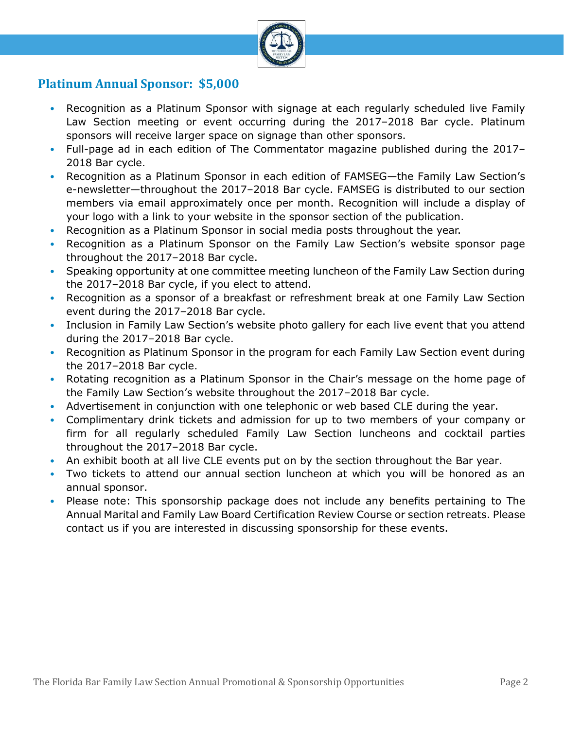## Platinum Annual Sponsor: $5,000

- Recognition as a Platinum Sponsor with signage at each regularly scheduled live Family Law Section meeting or event occurring during the 2017–2018 Bar cycle. Platinum sponsors will receive larger space on signage than other sponsors.
- Full-page ad in each edition of The Commentator magazine published during the 2017–2018 Bar cycle.
- Recognition as a Platinum Sponsor in each edition of FAMSEG—the Family Law Section's e-newsletter—throughout the 2017–2018 Bar cycle. FAMSEG is distributed to our section members via email approximately once per month. Recognition will include a display of your logo with a link to your website in the sponsor section of the publication.
- Recognition as a Platinum Sponsor in social media posts throughout the year.
- Recognition as a Platinum Sponsor on the Family Law Section's website sponsor page throughout the 2017–2018 Bar cycle.
- Speaking opportunity at one committee meeting luncheon of the Family Law Section during the 2017–2018 Bar cycle, if you elect to attend.
- Recognition as a sponsor of a breakfast or refreshment break at one Family Law Section event during the 2017–2018 Bar cycle.
- Inclusion in Family Law Section's website photo gallery for each live event that you attend during the 2017–2018 Bar cycle.
- Recognition as Platinum Sponsor in the program for each Family Law Section event during the 2017–2018 Bar cycle.
- Rotating recognition as a Platinum Sponsor in the Chair's message on the home page of the Family Law Section's website throughout the 2017–2018 Bar cycle.
- Advertisement in conjunction with one telephonic or web based CLE during the year.
- Complimentary drink tickets and admission for up to two members of your company or firm for all regularly scheduled Family Law Section luncheons and cocktail parties throughout the 2017–2018 Bar cycle.
- An exhibit booth at all live CLE events put on by the section throughout the Bar year.
- Two tickets to attend our annual section luncheon at which you will be honored as an annual sponsor.
- Please note: This sponsorship package does not include any benefits pertaining to The Annual Marital and Family Law Board Certification Review Course or section retreats. Please contact us if you are interested in discussing sponsorship for these events.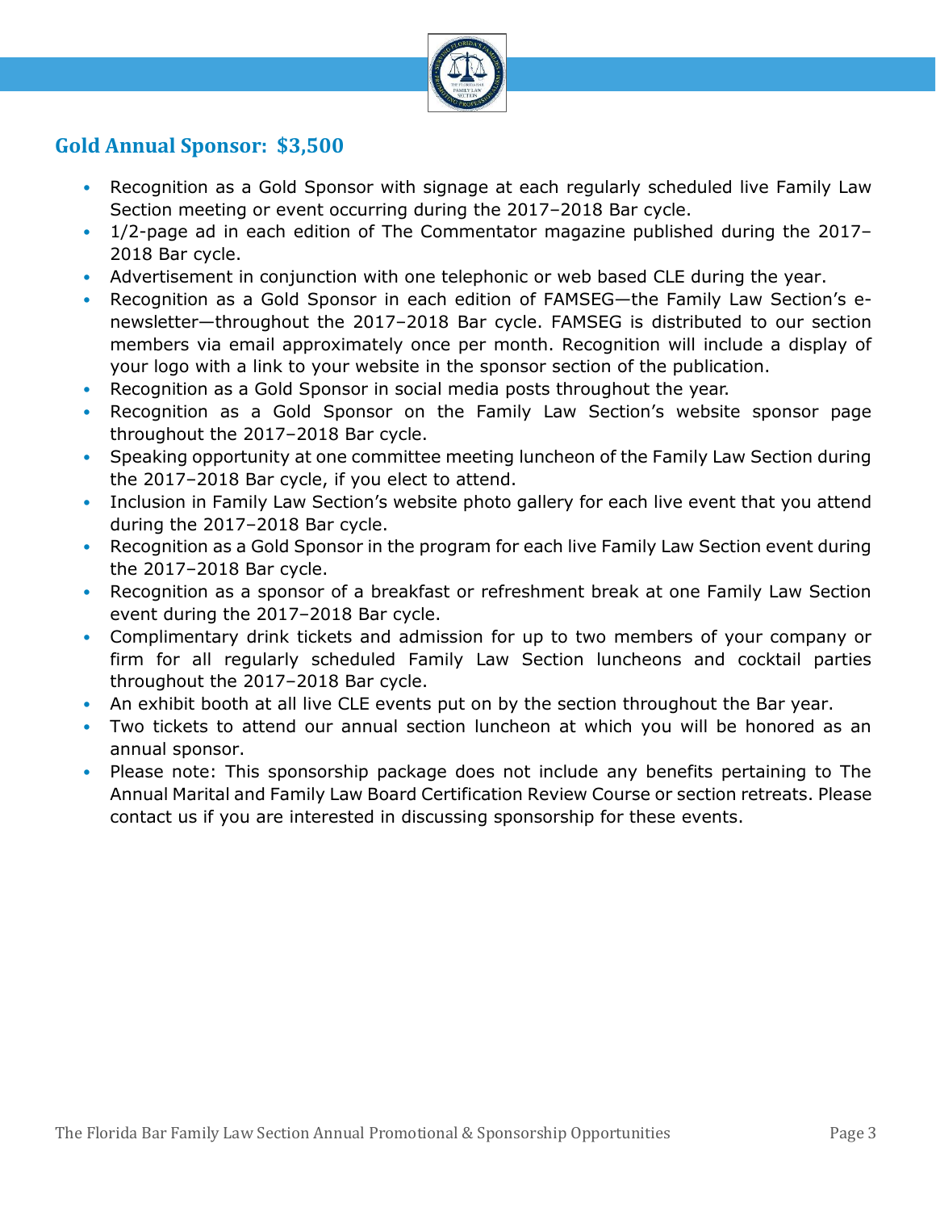## Gold Annual Sponsor: $3,500

- Recognition as a Gold Sponsor with signage at each regularly scheduled live Family Law Section meeting or event occurring during the 2017–2018 Bar cycle.
- 1/2-page ad in each edition of The Commentator magazine published during the 2017–2018 Bar cycle.
- Advertisement in conjunction with one telephonic or web based CLE during the year.
- Recognition as a Gold Sponsor in each edition of FAMSEG—the Family Law Section's e-newsletter—throughout the 2017–2018 Bar cycle. FAMSEG is distributed to our section members via email approximately once per month. Recognition will include a display of your logo with a link to your website in the sponsor section of the publication.
- Recognition as a Gold Sponsor in social media posts throughout the year.
- Recognition as a Gold Sponsor on the Family Law Section's website sponsor page throughout the 2017–2018 Bar cycle.
- Speaking opportunity at one committee meeting luncheon of the Family Law Section during the 2017–2018 Bar cycle, if you elect to attend.
- Inclusion in Family Law Section's website photo gallery for each live event that you attend during the 2017–2018 Bar cycle.
- Recognition as a Gold Sponsor in the program for each live Family Law Section event during the 2017–2018 Bar cycle.
- Recognition as a sponsor of a breakfast or refreshment break at one Family Law Section event during the 2017–2018 Bar cycle.
- Complimentary drink tickets and admission for up to two members of your company or firm for all regularly scheduled Family Law Section luncheons and cocktail parties throughout the 2017–2018 Bar cycle.
- An exhibit booth at all live CLE events put on by the section throughout the Bar year.
- Two tickets to attend our annual section luncheon at which you will be honored as an annual sponsor.
- Please note: This sponsorship package does not include any benefits pertaining to The Annual Marital and Family Law Board Certification Review Course or section retreats. Please contact us if you are interested in discussing sponsorship for these events.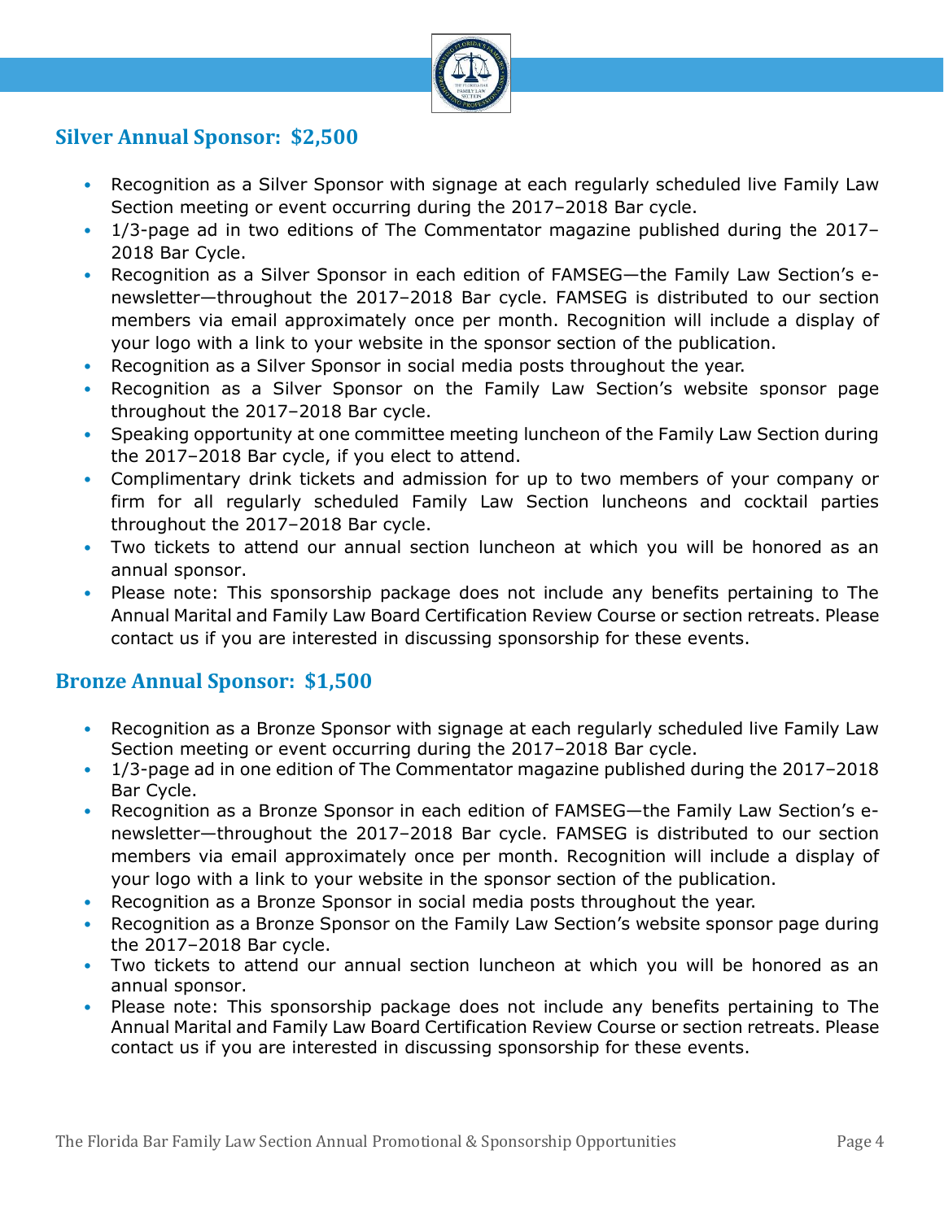## Silver Annual Sponsor: $2,500

- Recognition as a Silver Sponsor with signage at each regularly scheduled live Family Law Section meeting or event occurring during the 2017–2018 Bar cycle.
- 1/3-page ad in two editions of The Commentator magazine published during the 2017–2018 Bar Cycle.
- Recognition as a Silver Sponsor in each edition of FAMSEG—the Family Law Section's e-newsletter—throughout the 2017–2018 Bar cycle. FAMSEG is distributed to our section members via email approximately once per month. Recognition will include a display of your logo with a link to your website in the sponsor section of the publication.
- Recognition as a Silver Sponsor in social media posts throughout the year.
- Recognition as a Silver Sponsor on the Family Law Section's website sponsor page throughout the 2017–2018 Bar cycle.
- Speaking opportunity at one committee meeting luncheon of the Family Law Section during the 2017–2018 Bar cycle, if you elect to attend.
- Complimentary drink tickets and admission for up to two members of your company or firm for all regularly scheduled Family Law Section luncheons and cocktail parties throughout the 2017–2018 Bar cycle.
- Two tickets to attend our annual section luncheon at which you will be honored as an annual sponsor.
- Please note: This sponsorship package does not include any benefits pertaining to The Annual Marital and Family Law Board Certification Review Course or section retreats. Please contact us if you are interested in discussing sponsorship for these events.

## Bronze Annual Sponsor: $1,500

- Recognition as a Bronze Sponsor with signage at each regularly scheduled live Family Law Section meeting or event occurring during the 2017–2018 Bar cycle.
- 1/3-page ad in one edition of The Commentator magazine published during the 2017–2018 Bar Cycle.
- Recognition as a Bronze Sponsor in each edition of FAMSEG—the Family Law Section's e-newsletter—throughout the 2017–2018 Bar cycle. FAMSEG is distributed to our section members via email approximately once per month. Recognition will include a display of your logo with a link to your website in the sponsor section of the publication.
- Recognition as a Bronze Sponsor in social media posts throughout the year.
- Recognition as a Bronze Sponsor on the Family Law Section's website sponsor page during the 2017–2018 Bar cycle.
- Two tickets to attend our annual section luncheon at which you will be honored as an annual sponsor.
- Please note: This sponsorship package does not include any benefits pertaining to The Annual Marital and Family Law Board Certification Review Course or section retreats. Please contact us if you are interested in discussing sponsorship for these events.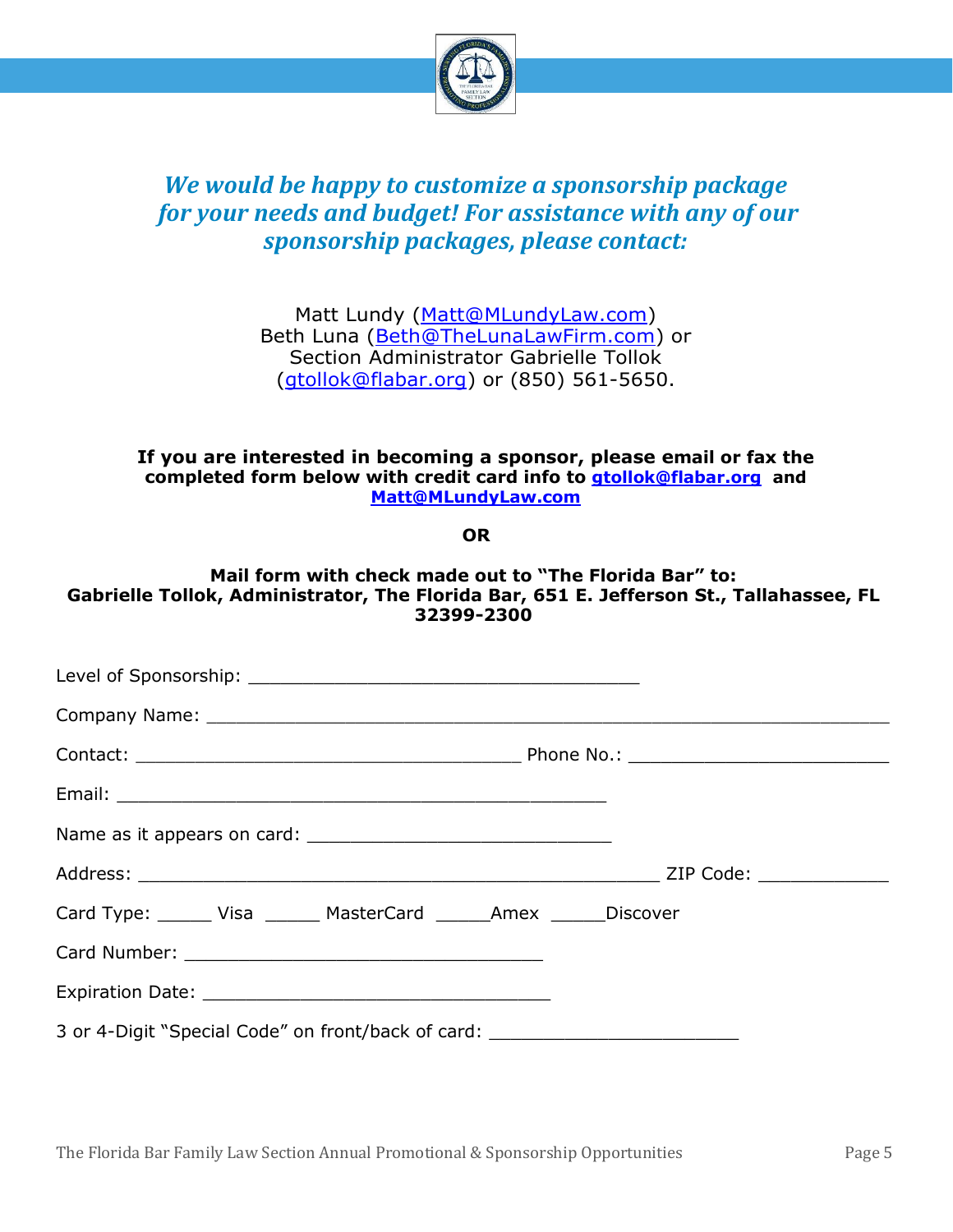***We would be happy to customize a sponsorship package for your needs and budget! For assistance with any of our sponsorship packages, please contact:***

Matt Lundy (Matt@MLundyLaw.com)
Beth Luna (Beth@TheLunaLawFirm.com) or
Section Administrator Gabrielle Tollok
(gtollok@flabar.org) or (850) 561-5650.

**If you are interested in becoming a sponsor, please email or fax the completed form below with credit card info to gtollok@flabar.org and Matt@MLundyLaw.com**

**OR**

**Mail form with check made out to "The Florida Bar" to:**
**Gabrielle Tollok, Administrator, The Florida Bar, 651 E. Jefferson St., Tallahassee, FL 32399-2300**

Level of Sponsorship: ____________________________________

Company Name: ______________________________________________________________

Contact: ____________________________________ Phone No.: ________________________

Email: _____________________________________________

Name as it appears on card: ____________________________

Address: ________________________________________________ ZIP Code: ____________

Card Type: _____ Visa _____ MasterCard _____Amex _____Discover

Card Number: _________________________________

Expiration Date: ________________________________

3 or 4-Digit "Special Code" on front/back of card: _______________________